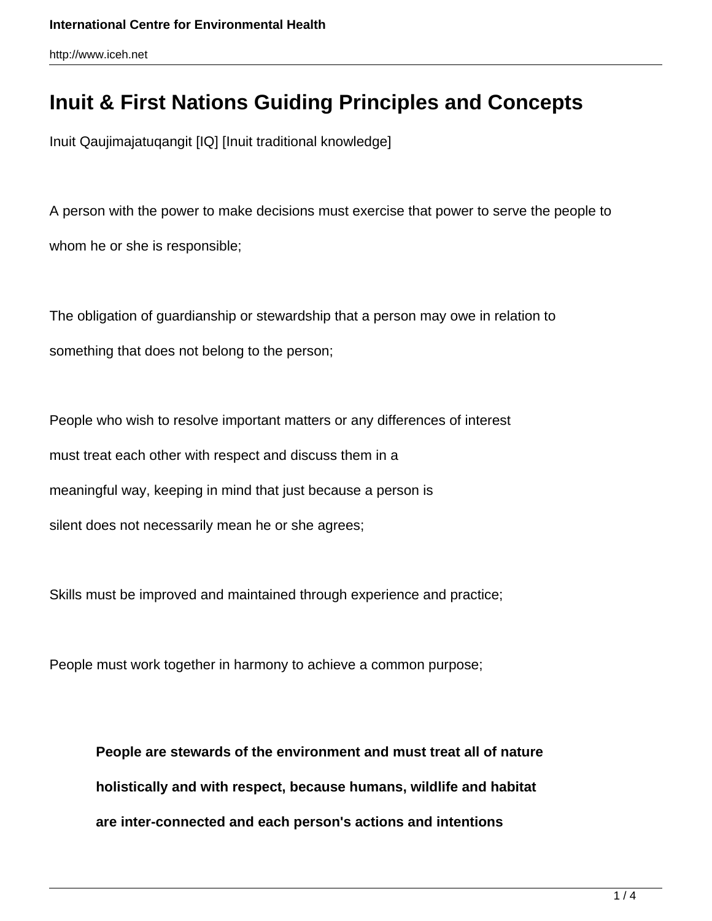# Inuit & First Nations Guiding Principles and Concepts

Inuit Qaujimajatuqangit [IQ] [Inuit traditional knowledge]

A person with the power to make decisions must exercise that power to serve the people to whom he or she is responsible;

The obligation of guardianship or stewardship that a person may owe in relation to something that does not belong to the person;

People who wish to resolve important matters or any differences of interest must treat each other with respect and discuss them in a meaningful way, keeping in mind that just because a person is silent does not necessarily mean he or she agrees;

Skills must be improved and maintained through experience and practice;

People must work together in harmony to achieve a common purpose;

> **People are stewards of the environment and must treat all of nature holistically and with respect, because humans, wildlife and habitat are inter-connected and each person's actions and intentions**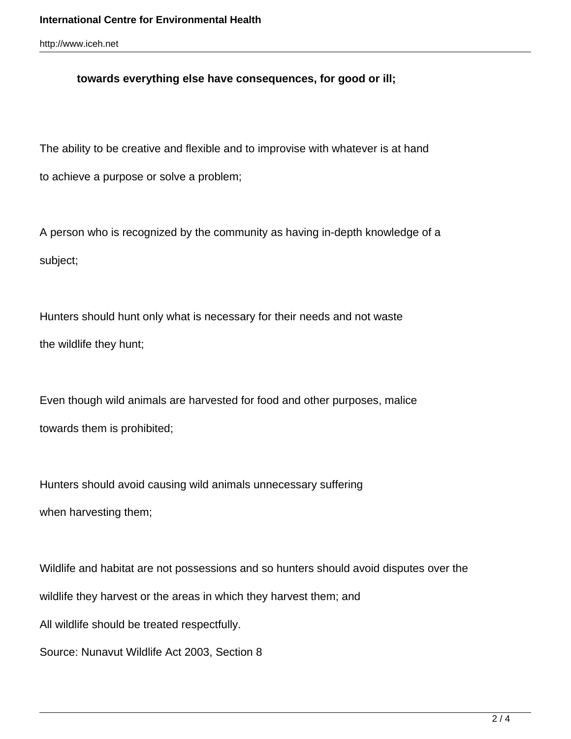**towards everything else have consequences, for good or ill;**

The ability to be creative and flexible and to improvise with whatever is at hand to achieve a purpose or solve a problem;

A person who is recognized by the community as having in-depth knowledge of a subject;

Hunters should hunt only what is necessary for their needs and not waste the wildlife they hunt;

Even though wild animals are harvested for food and other purposes, malice towards them is prohibited;

Hunters should avoid causing wild animals unnecessary suffering when harvesting them;

Wildlife and habitat are not possessions and so hunters should avoid disputes over the wildlife they harvest or the areas in which they harvest them; and

All wildlife should be treated respectfully.

Source: Nunavut Wildlife Act 2003, Section 8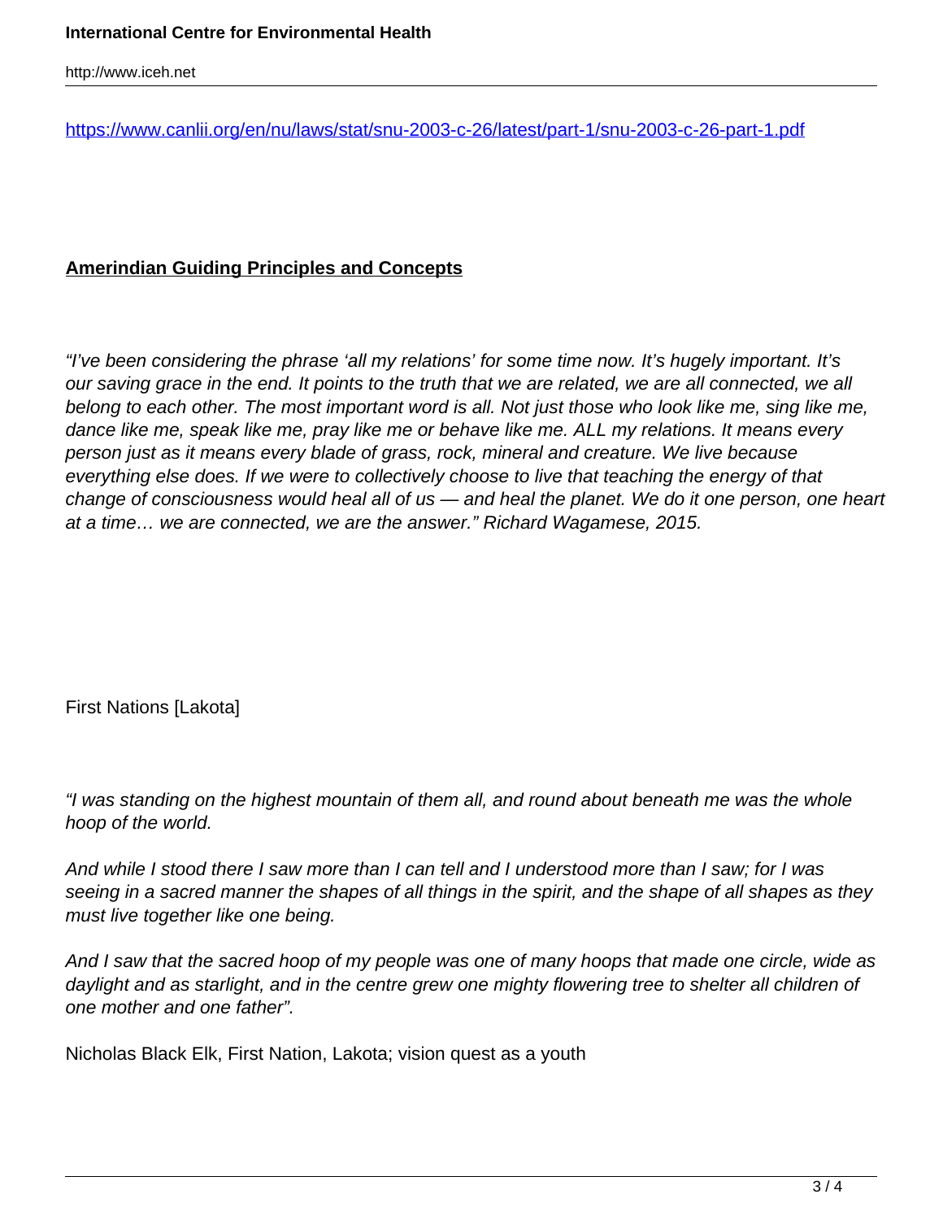https://www.canlii.org/en/nu/laws/stat/snu-2003-c-26/latest/part-1/snu-2003-c-26-part-1.pdf

## **Amerindian Guiding Principles and Concepts**

*"I've been considering the phrase 'all my relations' for some time now. It's hugely important. It's our saving grace in the end. It points to the truth that we are related, we are all connected, we all belong to each other. The most important word is all. Not just those who look like me, sing like me, dance like me, speak like me, pray like me or behave like me. ALL my relations. It means every person just as it means every blade of grass, rock, mineral and creature. We live because everything else does. If we were to collectively choose to live that teaching the energy of that change of consciousness would heal all of us — and heal the planet. We do it one person, one heart at a time… we are connected, we are the answer." Richard Wagamese, 2015.*

First Nations [Lakota]

*"I was standing on the highest mountain of them all, and round about beneath me was the whole hoop of the world.*

*And while I stood there I saw more than I can tell and I understood more than I saw; for I was seeing in a sacred manner the shapes of all things in the spirit, and the shape of all shapes as they must live together like one being.*

*And I saw that the sacred hoop of my people was one of many hoops that made one circle, wide as daylight and as starlight, and in the centre grew one mighty flowering tree to shelter all children of one mother and one father".*

Nicholas Black Elk, First Nation, Lakota; vision quest as a youth